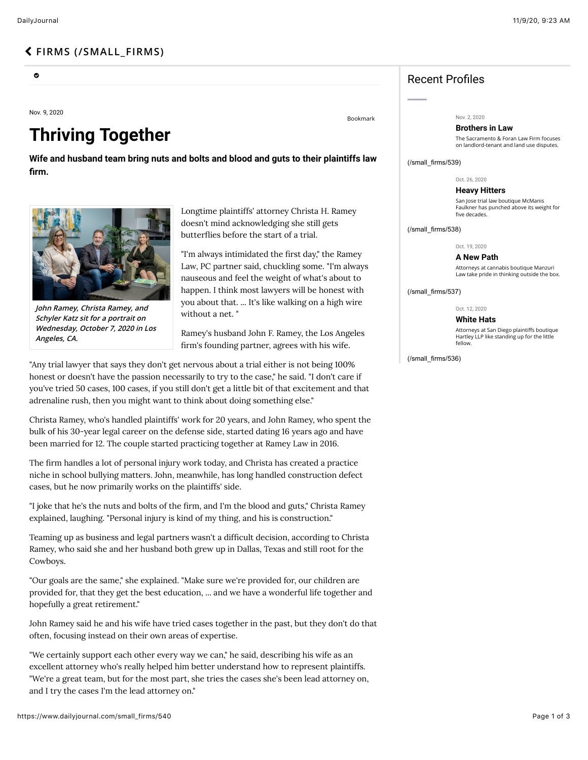# Thriving Together

**Wife and husband team bring nuts and bolts and blood and guts to their plaintiffs law firm.**

Nov. 9, 2020

*John Ramey, Christa Ramey, and Schyler Katz sit for a portrait on Wednesday, October 7, 2020 in Los Angeles, CA.*

Longtime plaintiffs' attorney Christa H. Ramey doesn't mind acknowledging she still gets butterflies before the start of a trial.

"I'm always intimidated the first day," the Ramey Law, PC partner said, chuckling some. "I'm always nauseous and feel the weight of what's about to happen. I think most lawyers will be honest with you about that. ... It's like walking on a high wire without a net. "

Ramey's husband John F. Ramey, the Los Angeles firm's founding partner, agrees with his wife.

"Any trial lawyer that says they don't get nervous about a trial either is not being 100% honest or doesn't have the passion necessarily to try to the case," he said. "I don't care if you've tried 50 cases, 100 cases, if you still don't get a little bit of that excitement and that adrenaline rush, then you might want to think about doing something else."

Christa Ramey, who's handled plaintiffs' work for 20 years, and John Ramey, who spent the bulk of his 30-year legal career on the defense side, started dating 16 years ago and have been married for 12. The couple started practicing together at Ramey Law in 2016.

The firm handles a lot of personal injury work today, and Christa has created a practice niche in school bullying matters. John, meanwhile, has long handled construction defect cases, but he now primarily works on the plaintiffs' side.

"I joke that he's the nuts and bolts of the firm, and I'm the blood and guts," Christa Ramey explained, laughing. "Personal injury is kind of my thing, and his is construction."

Teaming up as business and legal partners wasn't a difficult decision, according to Christa Ramey, who said she and her husband both grew up in Dallas, Texas and still root for the Cowboys.

"Our goals are the same," she explained. "Make sure we're provided for, our children are provided for, that they get the best education, ... and we have a wonderful life together and hopefully a great retirement."

John Ramey said he and his wife have tried cases together in the past, but they don't do that often, focusing instead on their own areas of expertise.

"We certainly support each other every way we can," he said, describing his wife as an excellent attorney who's really helped him better understand how to represent plaintiffs. "We're a great team, but for the most part, she tries the cases she's been lead attorney on, and I try the cases I'm the lead attorney on."

## Recent Profiles

Nov. 2, 2020

**Brothers in Law**

The Sacramento & Foran Law Firm focuses on landlord-tenant and land use disputes.

(/small_firms/539)

Oct. 26, 2020

**Heavy Hitters**

San Jose trial law boutique McManis Faulkner has punched above its weight for five decades.

(/small_firms/538)

Oct. 19, 2020

**A New Path**

Attorneys at cannabis boutique Manzuri Law take pride in thinking outside the box.

(/small_firms/537)

Oct. 12, 2020

**White Hats**

Attorneys at San Diego plaintiffs boutique Hartley LLP like standing up for the little fellow.

(/small_firms/536)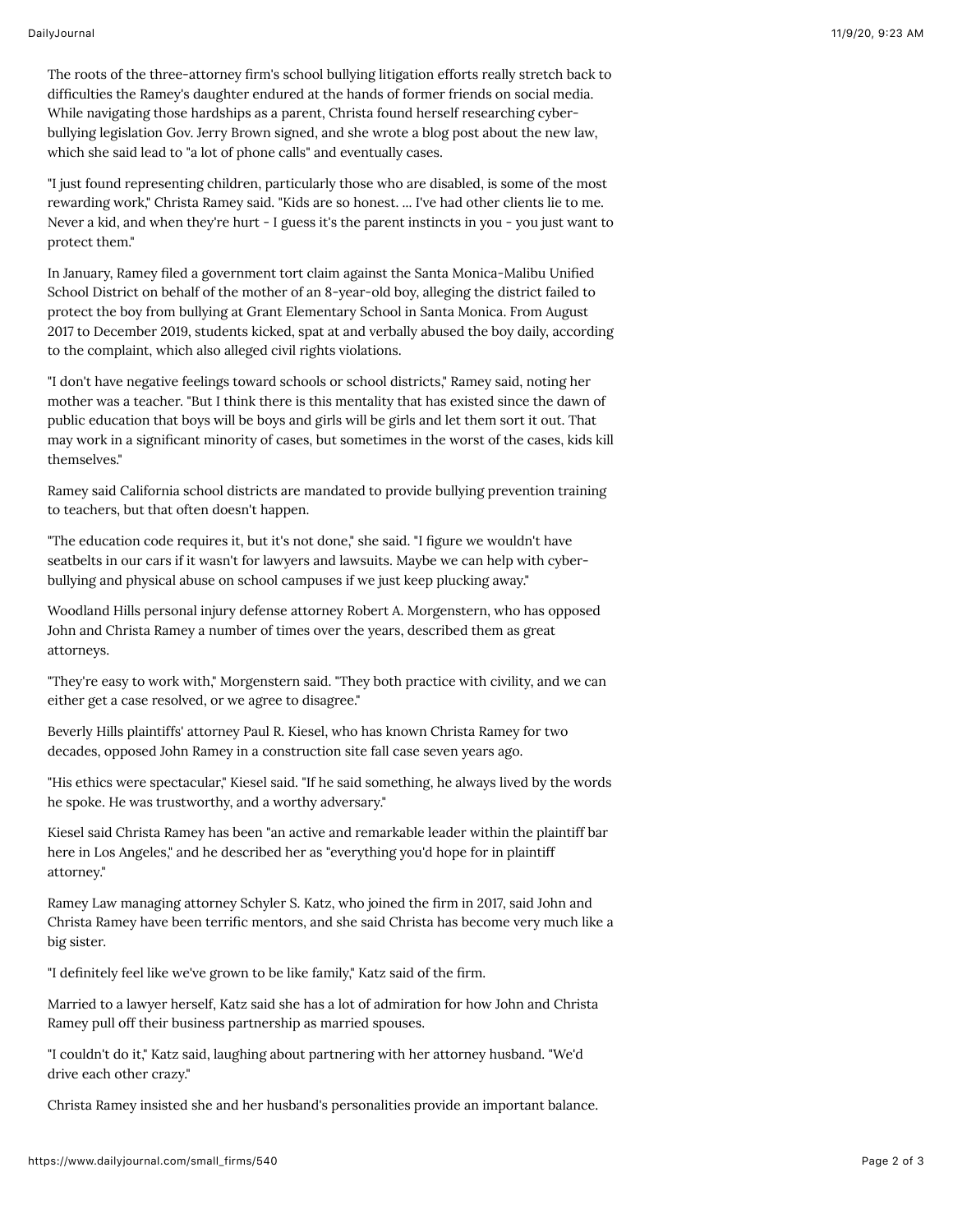The roots of the three-attorney firm's school bullying litigation efforts really stretch back to difficulties the Ramey's daughter endured at the hands of former friends on social media. While navigating those hardships as a parent, Christa found herself researching cyber-bullying legislation Gov. Jerry Brown signed, and she wrote a blog post about the new law, which she said lead to "a lot of phone calls" and eventually cases.

"I just found representing children, particularly those who are disabled, is some of the most rewarding work," Christa Ramey said. "Kids are so honest. ... I've had other clients lie to me. Never a kid, and when they're hurt - I guess it's the parent instincts in you - you just want to protect them."

In January, Ramey filed a government tort claim against the Santa Monica-Malibu Unified School District on behalf of the mother of an 8-year-old boy, alleging the district failed to protect the boy from bullying at Grant Elementary School in Santa Monica. From August 2017 to December 2019, students kicked, spat at and verbally abused the boy daily, according to the complaint, which also alleged civil rights violations.

"I don't have negative feelings toward schools or school districts," Ramey said, noting her mother was a teacher. "But I think there is this mentality that has existed since the dawn of public education that boys will be boys and girls will be girls and let them sort it out. That may work in a significant minority of cases, but sometimes in the worst of the cases, kids kill themselves."

Ramey said California school districts are mandated to provide bullying prevention training to teachers, but that often doesn't happen.

"The education code requires it, but it's not done," she said. "I figure we wouldn't have seatbelts in our cars if it wasn't for lawyers and lawsuits. Maybe we can help with cyber-bullying and physical abuse on school campuses if we just keep plucking away."

Woodland Hills personal injury defense attorney Robert A. Morgenstern, who has opposed John and Christa Ramey a number of times over the years, described them as great attorneys.

"They're easy to work with," Morgenstern said. "They both practice with civility, and we can either get a case resolved, or we agree to disagree."

Beverly Hills plaintiffs' attorney Paul R. Kiesel, who has known Christa Ramey for two decades, opposed John Ramey in a construction site fall case seven years ago.

"His ethics were spectacular," Kiesel said. "If he said something, he always lived by the words he spoke. He was trustworthy, and a worthy adversary."

Kiesel said Christa Ramey has been "an active and remarkable leader within the plaintiff bar here in Los Angeles," and he described her as "everything you'd hope for in plaintiff attorney."

Ramey Law managing attorney Schyler S. Katz, who joined the firm in 2017, said John and Christa Ramey have been terrific mentors, and she said Christa has become very much like a big sister.

"I definitely feel like we've grown to be like family," Katz said of the firm.

Married to a lawyer herself, Katz said she has a lot of admiration for how John and Christa Ramey pull off their business partnership as married spouses.

"I couldn't do it," Katz said, laughing about partnering with her attorney husband. "We'd drive each other crazy."

Christa Ramey insisted she and her husband's personalities provide an important balance.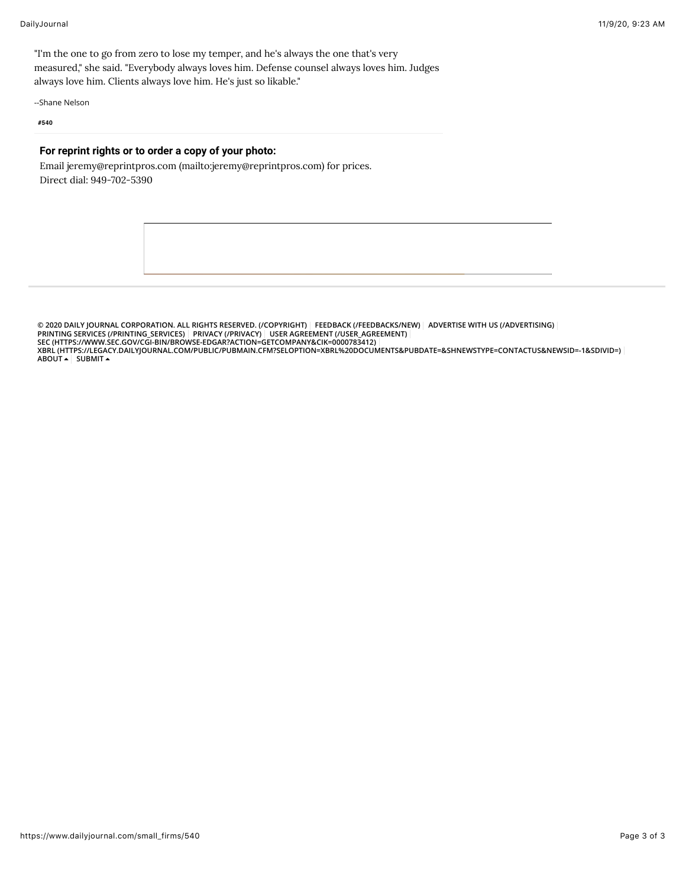"I'm the one to go from zero to lose my temper, and he's always the one that's very measured," she said. "Everybody always loves him. Defense counsel always loves him. Judges always love him. Clients always love him. He's just so likable."

--Shane Nelson

**#540**

**For reprint rights or to order a copy of your photo:**

Email jeremy@reprintpros.com (mailto:jeremy@reprintpros.com) for prices.
Direct dial: 949-702-5390

© 2020 DAILY JOURNAL CORPORATION. ALL RIGHTS RESERVED. (/COPYRIGHT) | FEEDBACK (/FEEDBACKS/NEW) | ADVERTISE WITH US (/ADVERTISING) | PRINTING SERVICES (/PRINTING_SERVICES) | PRIVACY (/PRIVACY) | USER AGREEMENT (/USER_AGREEMENT) | SEC (HTTPS://WWW.SEC.GOV/CGI-BIN/BROWSE-EDGAR?ACTION=GETCOMPANY&CIK=0000783412) | XBRL (HTTPS://LEGACY.DAILYJOURNAL.COM/PUBLIC/PUBMAIN.CFM?SELOPTION=XBRL%20DOCUMENTS&PUBDATE=&SHNEWSTYPE=CONTACTUS&NEWSID=-1&SDIVID=) | ABOUT | SUBMIT